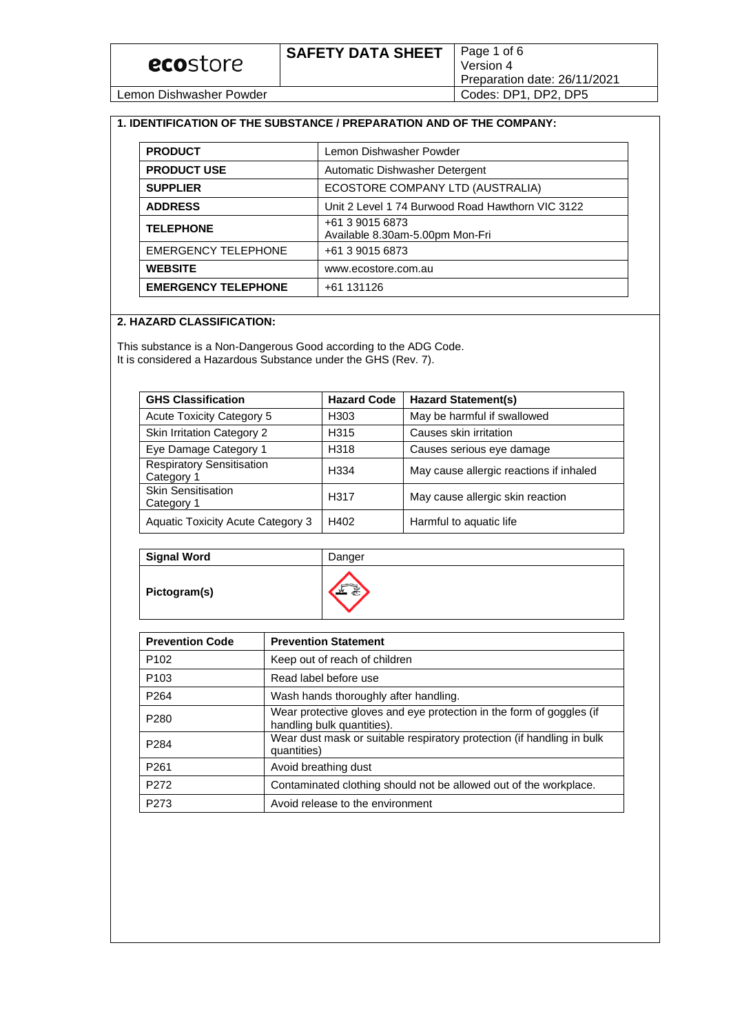| ecostore | SAFETY DATA SHEET | Version 4<br>Preparation date: 26/11/2021 |
|---|---|---|
| Lemon Dishwasher Powder | | Codes: DP1, DP2, DP5 |

## 1. IDENTIFICATION OF THE SUBSTANCE / PREPARATION AND OF THE COMPANY:

| **PRODUCT** | Lemon Dishwasher Powder |
|---|---|
| **PRODUCT USE** | Automatic Dishwasher Detergent |
| **SUPPLIER** | ECOSTORE COMPANY LTD (AUSTRALIA) |
| **ADDRESS** | Unit 2 Level 1 74 Burwood Road Hawthorn VIC 3122 |
| **TELEPHONE** | +61 3 9015 6873<br>Available 8.30am-5.00pm Mon-Fri |
| EMERGENCY TELEPHONE | +61 3 9015 6873 |
| **WEBSITE** | www.ecostore.com.au |
| **EMERGENCY TELEPHONE** | +61 131126 |

## 2. HAZARD CLASSIFICATION:

This substance is a Non-Dangerous Good according to the ADG Code.
It is considered a Hazardous Substance under the GHS (Rev. 7).

| GHS Classification | Hazard Code | Hazard Statement(s) |
|---|---|---|
| Acute Toxicity Category 5 | H303 | May be harmful if swallowed |
| Skin Irritation Category 2 | H315 | Causes skin irritation |
| Eye Damage Category 1 | H318 | Causes serious eye damage |
| Respiratory Sensitisation Category 1 | H334 | May cause allergic reactions if inhaled |
| Skin Sensitisation Category 1 | H317 | May cause allergic skin reaction |
| Aquatic Toxicity Acute Category 3 | H402 | Harmful to aquatic life |

| **Signal Word** | Danger |
|---|---|
| **Pictogram(s)** | |

| Prevention Code | Prevention Statement |
|---|---|
| P102 | Keep out of reach of children |
| P103 | Read label before use |
| P264 | Wash hands thoroughly after handling. |
| P280 | Wear protective gloves and eye protection in the form of goggles (if handling bulk quantities). |
| P284 | Wear dust mask or suitable respiratory protection (if handling in bulk quantities) |
| P261 | Avoid breathing dust |
| P272 | Contaminated clothing should not be allowed out of the workplace. |
| P273 | Avoid release to the environment |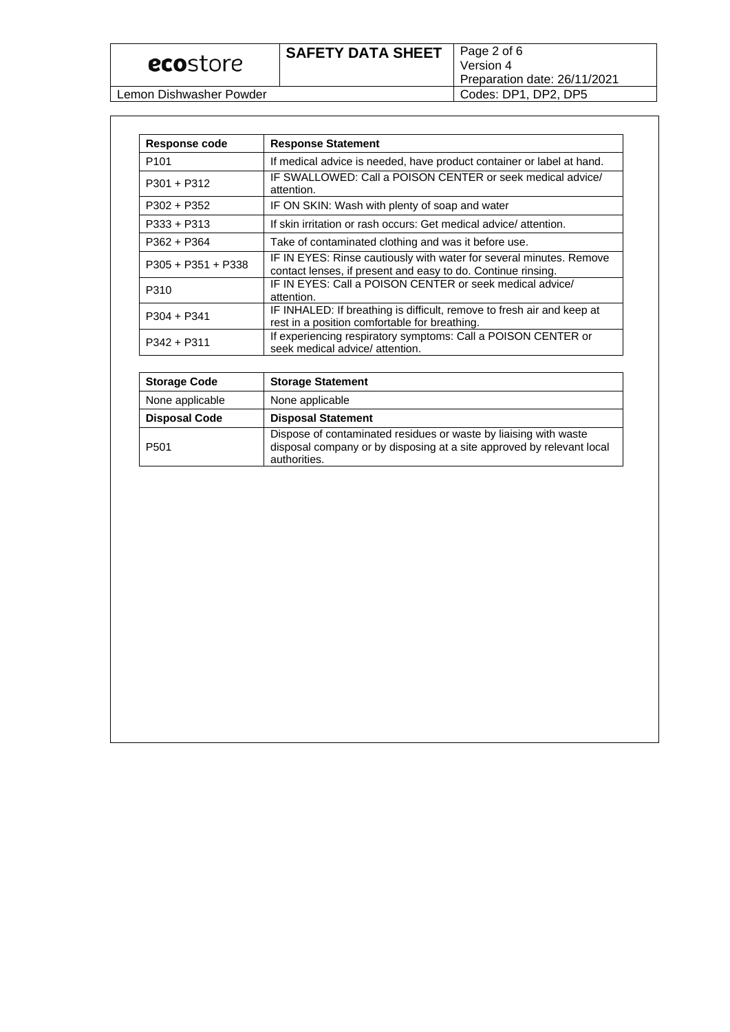| Response code | Response Statement |
| --- | --- |
| P101 | If medical advice is needed, have product container or label at hand. |
| P301 + P312 | IF SWALLOWED: Call a POISON CENTER or seek medical advice/ attention. |
| P302 + P352 | IF ON SKIN: Wash with plenty of soap and water |
| P333 + P313 | If skin irritation or rash occurs: Get medical advice/ attention. |
| P362 + P364 | Take of contaminated clothing and was it before use. |
| P305 + P351 + P338 | IF IN EYES: Rinse cautiously with water for several minutes. Remove contact lenses, if present and easy to do. Continue rinsing. |
| P310 | IF IN EYES: Call a POISON CENTER or seek medical advice/ attention. |
| P304 + P341 | IF INHALED: If breathing is difficult, remove to fresh air and keep at rest in a position comfortable for breathing. |
| P342 + P311 | If experiencing respiratory symptoms: Call a POISON CENTER or seek medical advice/ attention. |

| Storage Code | Storage Statement |
| --- | --- |
| None applicable | None applicable |
| **Disposal Code** | **Disposal Statement** |
| P501 | Dispose of contaminated residues or waste by liaising with waste disposal company or by disposing at a site approved by relevant local authorities. |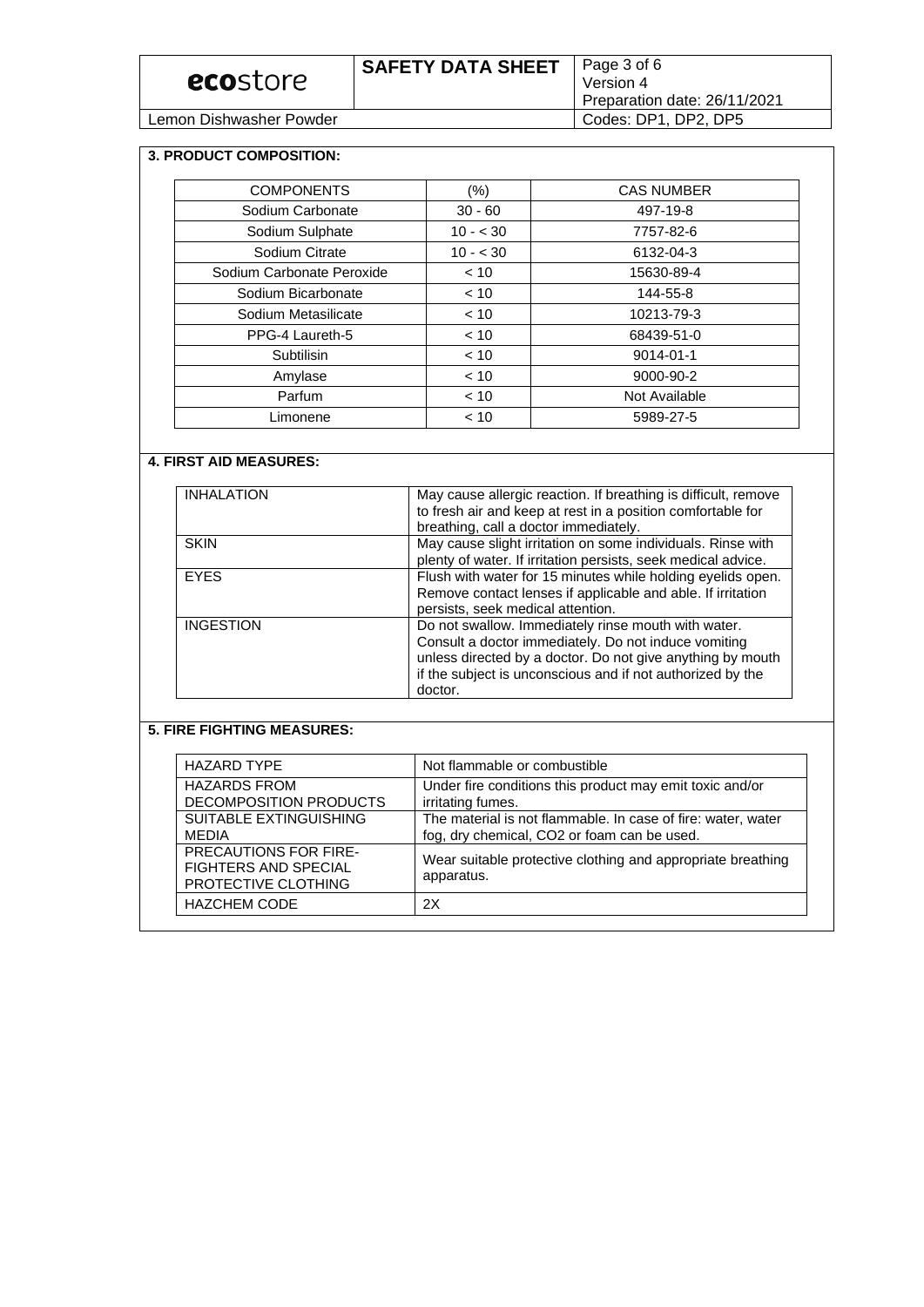## 3. PRODUCT COMPOSITION:

| COMPONENTS | (%) | CAS NUMBER |
|---|---|---|
| Sodium Carbonate | 30 - 60 | 497-19-8 |
| Sodium Sulphate | 10 - < 30 | 7757-82-6 |
| Sodium Citrate | 10 - < 30 | 6132-04-3 |
| Sodium Carbonate Peroxide | < 10 | 15630-89-4 |
| Sodium Bicarbonate | < 10 | 144-55-8 |
| Sodium Metasilicate | < 10 | 10213-79-3 |
| PPG-4 Laureth-5 | < 10 | 68439-51-0 |
| Subtilisin | < 10 | 9014-01-1 |
| Amylase | < 10 | 9000-90-2 |
| Parfum | < 10 | Not Available |
| Limonene | < 10 | 5989-27-5 |

## 4. FIRST AID MEASURES:

| | |
|---|---|
| INHALATION | May cause allergic reaction. If breathing is difficult, remove to fresh air and keep at rest in a position comfortable for breathing, call a doctor immediately. |
| SKIN | May cause slight irritation on some individuals. Rinse with plenty of water. If irritation persists, seek medical advice. |
| EYES | Flush with water for 15 minutes while holding eyelids open. Remove contact lenses if applicable and able. If irritation persists, seek medical attention. |
| INGESTION | Do not swallow. Immediately rinse mouth with water. Consult a doctor immediately. Do not induce vomiting unless directed by a doctor. Do not give anything by mouth if the subject is unconscious and if not authorized by the doctor. |

## 5. FIRE FIGHTING MEASURES:

| | |
|---|---|
| HAZARD TYPE | Not flammable or combustible |
| HAZARDS FROM DECOMPOSITION PRODUCTS | Under fire conditions this product may emit toxic and/or irritating fumes. |
| SUITABLE EXTINGUISHING MEDIA | The material is not flammable. In case of fire: water, water fog, dry chemical, $CO_2$ or foam can be used. |
| PRECAUTIONS FOR FIRE-FIGHTERS AND SPECIAL PROTECTIVE CLOTHING | Wear suitable protective clothing and appropriate breathing apparatus. |
| HAZCHEM CODE | 2X |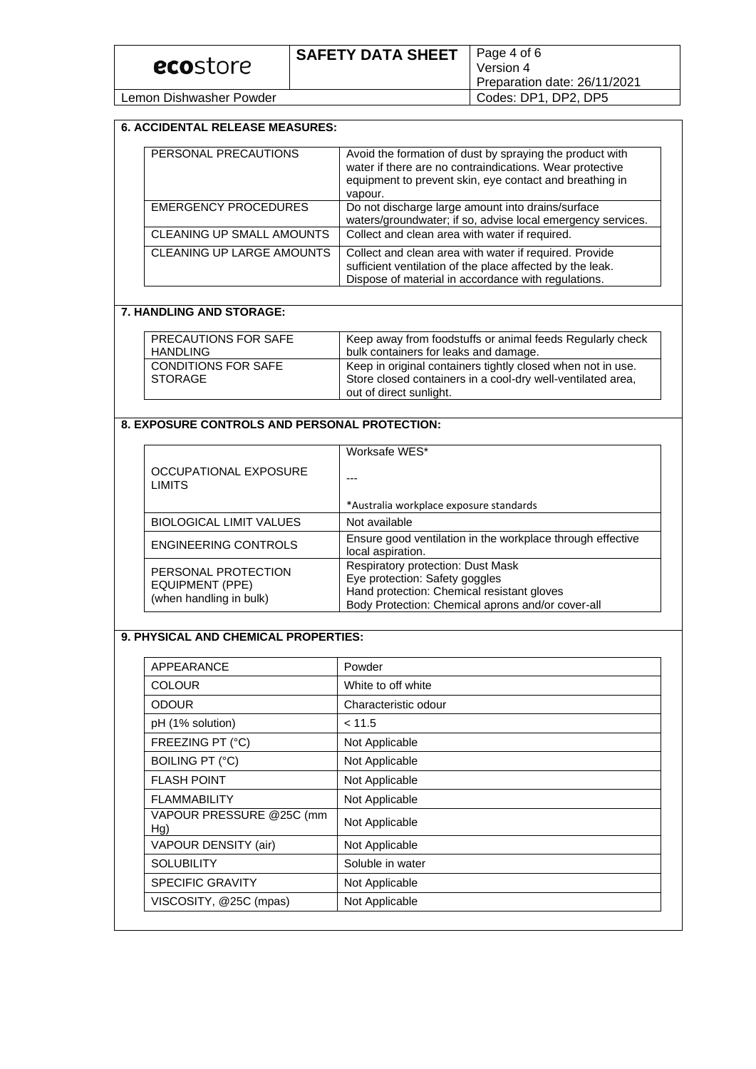## 6. ACCIDENTAL RELEASE MEASURES:

| | |
|---|---|
| PERSONAL PRECAUTIONS | Avoid the formation of dust by spraying the product with water if there are no contraindications. Wear protective equipment to prevent skin, eye contact and breathing in vapour. |
| EMERGENCY PROCEDURES | Do not discharge large amount into drains/surface waters/groundwater; if so, advise local emergency services. |
| CLEANING UP SMALL AMOUNTS | Collect and clean area with water if required. |
| CLEANING UP LARGE AMOUNTS | Collect and clean area with water if required. Provide sufficient ventilation of the place affected by the leak. Dispose of material in accordance with regulations. |

## 7. HANDLING AND STORAGE:

| | |
|---|---|
| PRECAUTIONS FOR SAFE HANDLING | Keep away from foodstuffs or animal feeds Regularly check bulk containers for leaks and damage. |
| CONDITIONS FOR SAFE STORAGE | Keep in original containers tightly closed when not in use. Store closed containers in a cool-dry well-ventilated area, out of direct sunlight. |

## 8. EXPOSURE CONTROLS AND PERSONAL PROTECTION:

| | |
|---|---|
| OCCUPATIONAL EXPOSURE LIMITS | Worksafe WES*<br>---<br>*Australia workplace exposure standards |
| BIOLOGICAL LIMIT VALUES | Not available |
| ENGINEERING CONTROLS | Ensure good ventilation in the workplace through effective local aspiration. |
| PERSONAL PROTECTION EQUIPMENT (PPE) (when handling in bulk) | Respiratory protection: Dust Mask<br>Eye protection: Safety goggles<br>Hand protection: Chemical resistant gloves<br>Body Protection: Chemical aprons and/or cover-all |

## 9. PHYSICAL AND CHEMICAL PROPERTIES:

| | |
|---|---|
| APPEARANCE | Powder |
| COLOUR | White to off white |
| ODOUR | Characteristic odour |
| pH (1% solution) | < 11.5 |
| FREEZING PT (°C) | Not Applicable |
| BOILING PT (°C) | Not Applicable |
| FLASH POINT | Not Applicable |
| FLAMMABILITY | Not Applicable |
| VAPOUR PRESSURE @25C (mm Hg) | Not Applicable |
| VAPOUR DENSITY (air) | Not Applicable |
| SOLUBILITY | Soluble in water |
| SPECIFIC GRAVITY | Not Applicable |
| VISCOSITY, @25C (mpas) | Not Applicable |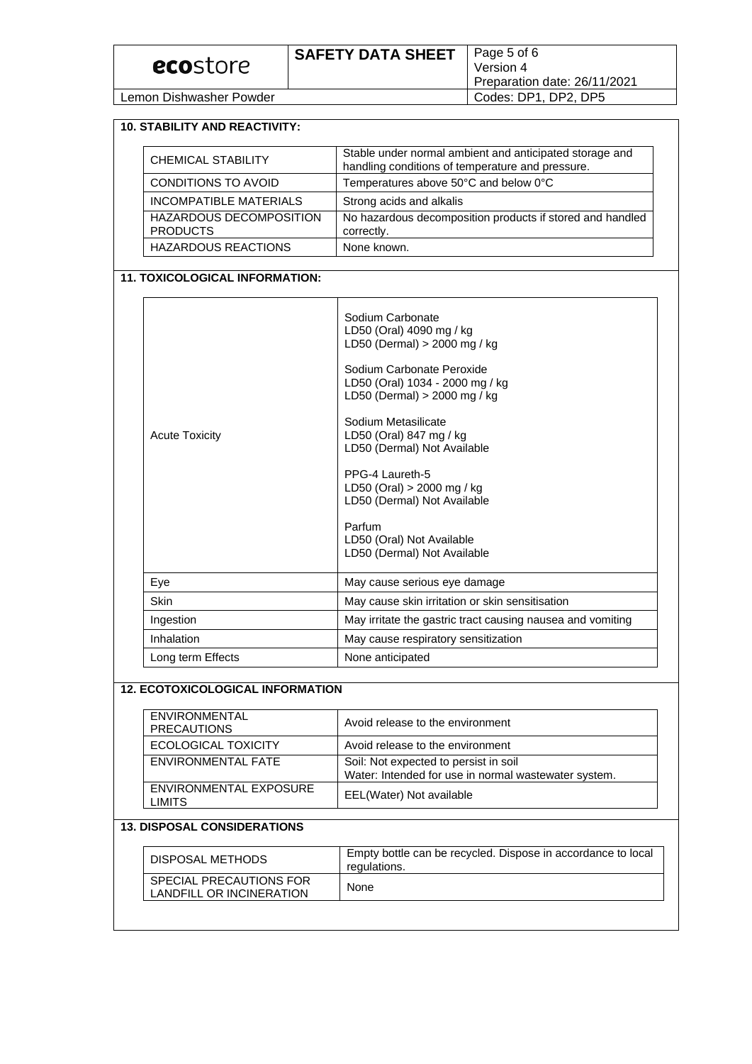## 10. STABILITY AND REACTIVITY:

| | |
|---|---|
| CHEMICAL STABILITY | Stable under normal ambient and anticipated storage and handling conditions of temperature and pressure. |
| CONDITIONS TO AVOID | Temperatures above 50°C and below 0°C |
| INCOMPATIBLE MATERIALS | Strong acids and alkalis |
| HAZARDOUS DECOMPOSITION PRODUCTS | No hazardous decomposition products if stored and handled correctly. |
| HAZARDOUS REACTIONS | None known. |

## 11. TOXICOLOGICAL INFORMATION:

| | |
|---|---|
| Acute Toxicity | Sodium Carbonate<br>LD50 (Oral) 4090 mg / kg<br>LD50 (Dermal) > 2000 mg / kg<br><br>Sodium Carbonate Peroxide<br>LD50 (Oral) 1034 - 2000 mg / kg<br>LD50 (Dermal) > 2000 mg / kg<br><br>Sodium Metasilicate<br>LD50 (Oral) 847 mg / kg<br>LD50 (Dermal) Not Available<br><br>PPG-4 Laureth-5<br>LD50 (Oral) > 2000 mg / kg<br>LD50 (Dermal) Not Available<br><br>Parfum<br>LD50 (Oral) Not Available<br>LD50 (Dermal) Not Available |
| Eye | May cause serious eye damage |
| Skin | May cause skin irritation or skin sensitisation |
| Ingestion | May irritate the gastric tract causing nausea and vomiting |
| Inhalation | May cause respiratory sensitization |
| Long term Effects | None anticipated |

## 12. ECOTOXICOLOGICAL INFORMATION

| | |
|---|---|
| ENVIRONMENTAL PRECAUTIONS | Avoid release to the environment |
| ECOLOGICAL TOXICITY | Avoid release to the environment |
| ENVIRONMENTAL FATE | Soil: Not expected to persist in soil<br>Water: Intended for use in normal wastewater system. |
| ENVIRONMENTAL EXPOSURE LIMITS | EEL(Water) Not available |

## 13. DISPOSAL CONSIDERATIONS

| | |
|---|---|
| DISPOSAL METHODS | Empty bottle can be recycled. Dispose in accordance to local regulations. |
| SPECIAL PRECAUTIONS FOR LANDFILL OR INCINERATION | None |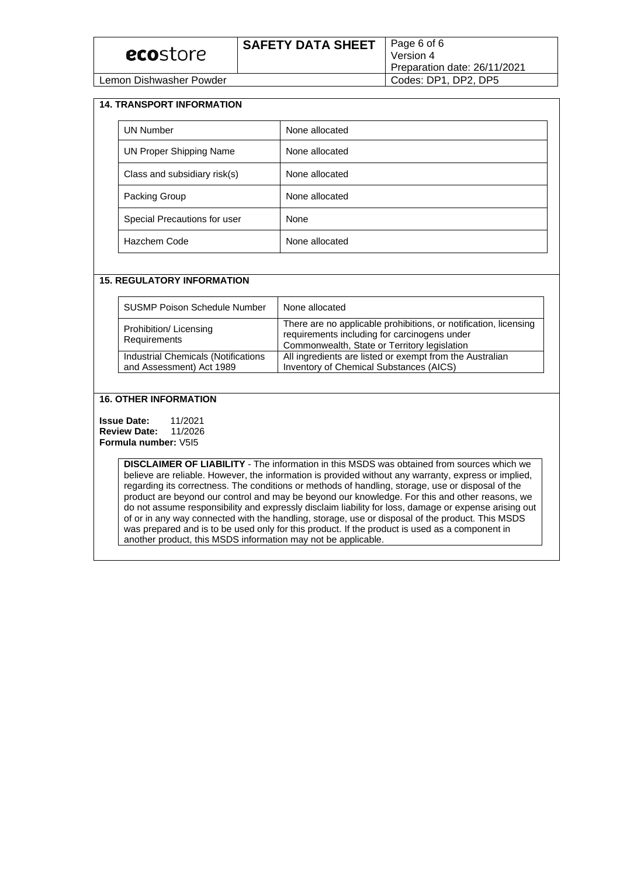## 14. TRANSPORT INFORMATION

| | |
|---|---|
| UN Number | None allocated |
| UN Proper Shipping Name | None allocated |
| Class and subsidiary risk(s) | None allocated |
| Packing Group | None allocated |
| Special Precautions for user | None |
| Hazchem Code | None allocated |

## 15. REGULATORY INFORMATION

| | |
|---|---|
| SUSMP Poison Schedule Number | None allocated |
| Prohibition/ Licensing Requirements | There are no applicable prohibitions, or notification, licensing requirements including for carcinogens under Commonwealth, State or Territory legislation |
| Industrial Chemicals (Notifications and Assessment) Act 1989 | All ingredients are listed or exempt from the Australian Inventory of Chemical Substances (AICS) |

## 16. OTHER INFORMATION

**Issue Date:** 11/2021
**Review Date:** 11/2026
**Formula number:** V5I5

**DISCLAIMER OF LIABILITY** - The information in this MSDS was obtained from sources which we believe are reliable. However, the information is provided without any warranty, express or implied, regarding its correctness. The conditions or methods of handling, storage, use or disposal of the product are beyond our control and may be beyond our knowledge. For this and other reasons, we do not assume responsibility and expressly disclaim liability for loss, damage or expense arising out of or in any way connected with the handling, storage, use or disposal of the product. This MSDS was prepared and is to be used only for this product. If the product is used as a component in another product, this MSDS information may not be applicable.